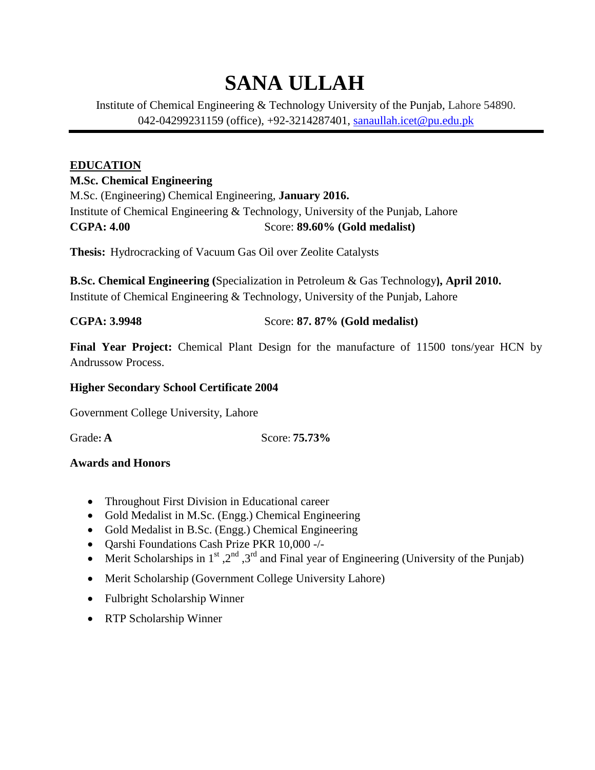# SANA ULLAH

Institute of Chemical Engineering & Technology University of the Punjab, Lahore 54890.
042-04299231159 (office), +92-3214287401, sanaullah.icet@pu.edu.pk

## EDUCATION

**M.Sc. Chemical Engineering**

M.Sc. (Engineering) Chemical Engineering, **January 2016.**
Institute of Chemical Engineering & Technology, University of the Punjab, Lahore
**CGPA: 4.00** Score: **89.60% (Gold medalist)**

**Thesis:** Hydrocracking of Vacuum Gas Oil over Zeolite Catalysts

**B.Sc. Chemical Engineering (**Specialization in Petroleum & Gas Technology**), April 2010.**
Institute of Chemical Engineering & Technology, University of the Punjab, Lahore

**CGPA: 3.9948** Score: **87. 87% (Gold medalist)**

**Final Year Project:** Chemical Plant Design for the manufacture of 11500 tons/year HCN by Andrussow Process.

**Higher Secondary School Certificate 2004**

Government College University, Lahore

Grade**: A** Score: **75.73%**

### Awards and Honors

- Throughout First Division in Educational career
- Gold Medalist in M.Sc. (Engg.) Chemical Engineering
- Gold Medalist in B.Sc. (Engg.) Chemical Engineering
- Qarshi Foundations Cash Prize PKR 10,000 -/-
- Merit Scholarships in 1st ,2nd ,3rd and Final year of Engineering (University of the Punjab)
- Merit Scholarship (Government College University Lahore)
- Fulbright Scholarship Winner
- RTP Scholarship Winner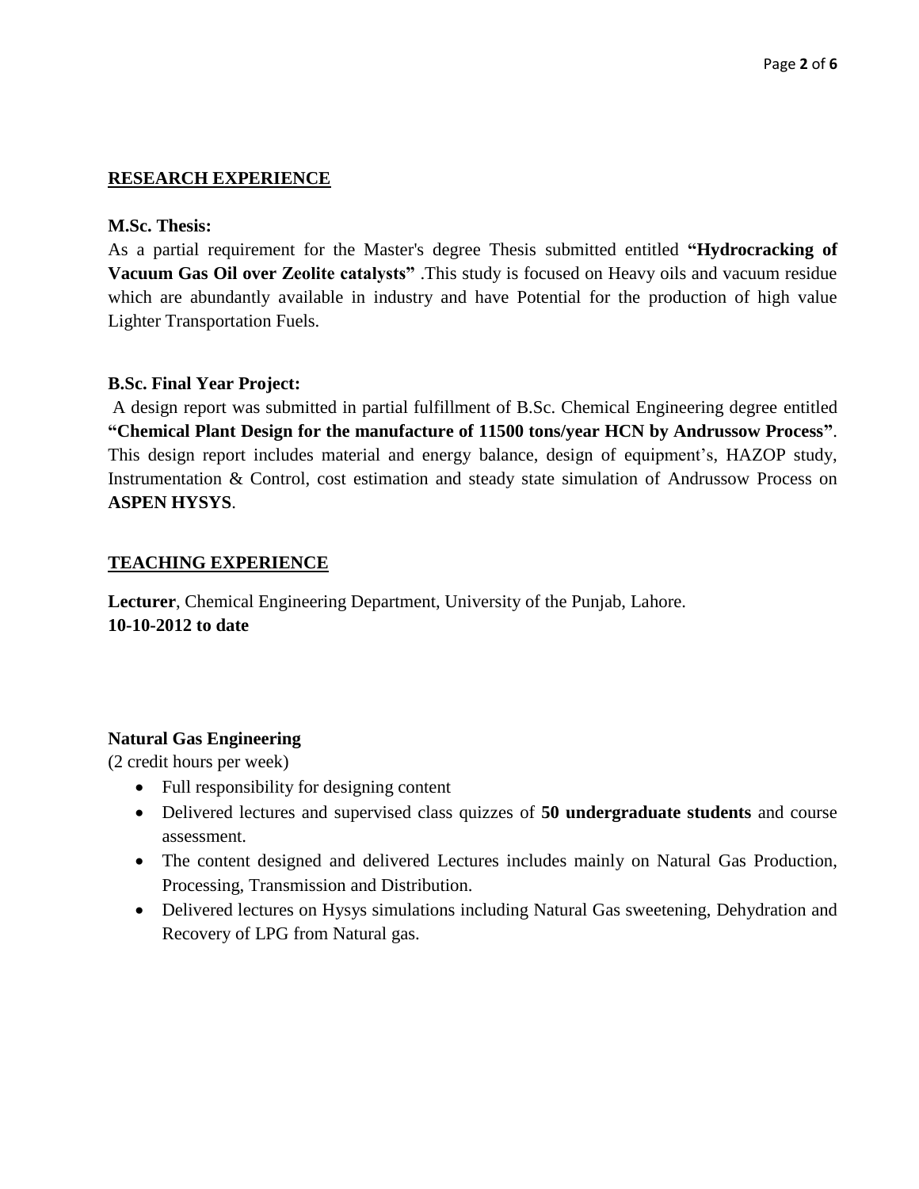## RESEARCH EXPERIENCE

**M.Sc. Thesis:**

As a partial requirement for the Master's degree Thesis submitted entitled **"Hydrocracking of Vacuum Gas Oil over Zeolite catalysts"** .This study is focused on Heavy oils and vacuum residue which are abundantly available in industry and have Potential for the production of high value Lighter Transportation Fuels.

**B.Sc. Final Year Project:**

A design report was submitted in partial fulfillment of B.Sc. Chemical Engineering degree entitled **"Chemical Plant Design for the manufacture of 11500 tons/year HCN by Andrussow Process"**. This design report includes material and energy balance, design of equipment's, HAZOP study, Instrumentation & Control, cost estimation and steady state simulation of Andrussow Process on **ASPEN HYSYS**.

## TEACHING EXPERIENCE

**Lecturer**, Chemical Engineering Department, University of the Punjab, Lahore.
**10-10-2012 to date**

**Natural Gas Engineering**
(2 credit hours per week)

- Full responsibility for designing content
- Delivered lectures and supervised class quizzes of **50 undergraduate students** and course assessment.
- The content designed and delivered Lectures includes mainly on Natural Gas Production, Processing, Transmission and Distribution.
- Delivered lectures on Hysys simulations including Natural Gas sweetening, Dehydration and Recovery of LPG from Natural gas.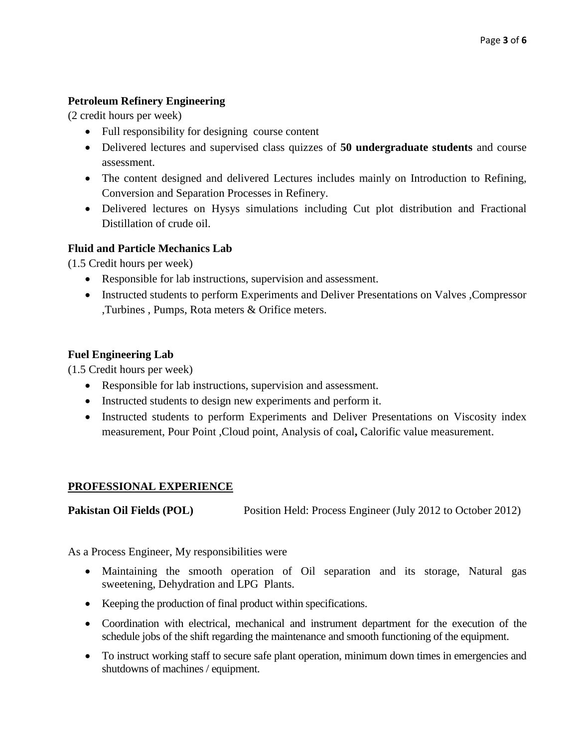**Petroleum Refinery Engineering**

(2 credit hours per week)

- Full responsibility for designing course content
- Delivered lectures and supervised class quizzes of **50 undergraduate students** and course assessment.
- The content designed and delivered Lectures includes mainly on Introduction to Refining, Conversion and Separation Processes in Refinery.
- Delivered lectures on Hysys simulations including Cut plot distribution and Fractional Distillation of crude oil.

**Fluid and Particle Mechanics Lab**

(1.5 Credit hours per week)

- Responsible for lab instructions, supervision and assessment.
- Instructed students to perform Experiments and Deliver Presentations on Valves ,Compressor ,Turbines , Pumps, Rota meters & Orifice meters.

**Fuel Engineering Lab**

(1.5 Credit hours per week)

- Responsible for lab instructions, supervision and assessment.
- Instructed students to design new experiments and perform it.
- Instructed students to perform Experiments and Deliver Presentations on Viscosity index measurement, Pour Point ,Cloud point, Analysis of coal**,** Calorific value measurement.

## PROFESSIONAL EXPERIENCE

**Pakistan Oil Fields (POL)** Position Held: Process Engineer (July 2012 to October 2012)

As a Process Engineer, My responsibilities were

- Maintaining the smooth operation of Oil separation and its storage, Natural gas sweetening, Dehydration and LPG Plants.
- Keeping the production of final product within specifications.
- Coordination with electrical, mechanical and instrument department for the execution of the schedule jobs of the shift regarding the maintenance and smooth functioning of the equipment.
- To instruct working staff to secure safe plant operation, minimum down times in emergencies and shutdowns of machines / equipment.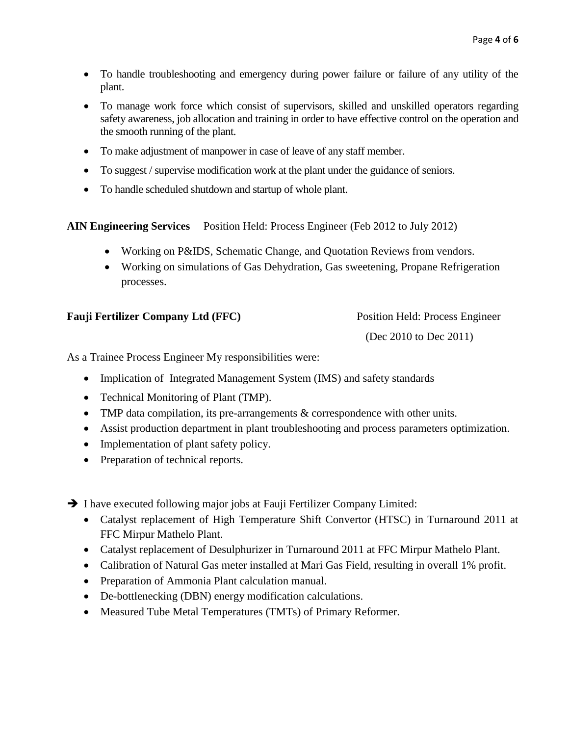- To handle troubleshooting and emergency during power failure or failure of any utility of the plant.
- To manage work force which consist of supervisors, skilled and unskilled operators regarding safety awareness, job allocation and training in order to have effective control on the operation and the smooth running of the plant.
- To make adjustment of manpower in case of leave of any staff member.
- To suggest / supervise modification work at the plant under the guidance of seniors.
- To handle scheduled shutdown and startup of whole plant.

**AIN Engineering Services** Position Held: Process Engineer (Feb 2012 to July 2012)

- Working on P&IDS, Schematic Change, and Quotation Reviews from vendors.
- Working on simulations of Gas Dehydration, Gas sweetening, Propane Refrigeration processes.

**Fauji Fertilizer Company Ltd (FFC)** Position Held: Process Engineer (Dec 2010 to Dec 2011)

As a Trainee Process Engineer My responsibilities were:

- Implication of Integrated Management System (IMS) and safety standards
- Technical Monitoring of Plant (TMP).
- TMP data compilation, its pre-arrangements & correspondence with other units.
- Assist production department in plant troubleshooting and process parameters optimization.
- Implementation of plant safety policy.
- Preparation of technical reports.

➔ I have executed following major jobs at Fauji Fertilizer Company Limited:

- Catalyst replacement of High Temperature Shift Convertor (HTSC) in Turnaround 2011 at FFC Mirpur Mathelo Plant.
- Catalyst replacement of Desulphurizer in Turnaround 2011 at FFC Mirpur Mathelo Plant.
- Calibration of Natural Gas meter installed at Mari Gas Field, resulting in overall 1% profit.
- Preparation of Ammonia Plant calculation manual.
- De-bottlenecking (DBN) energy modification calculations.
- Measured Tube Metal Temperatures (TMTs) of Primary Reformer.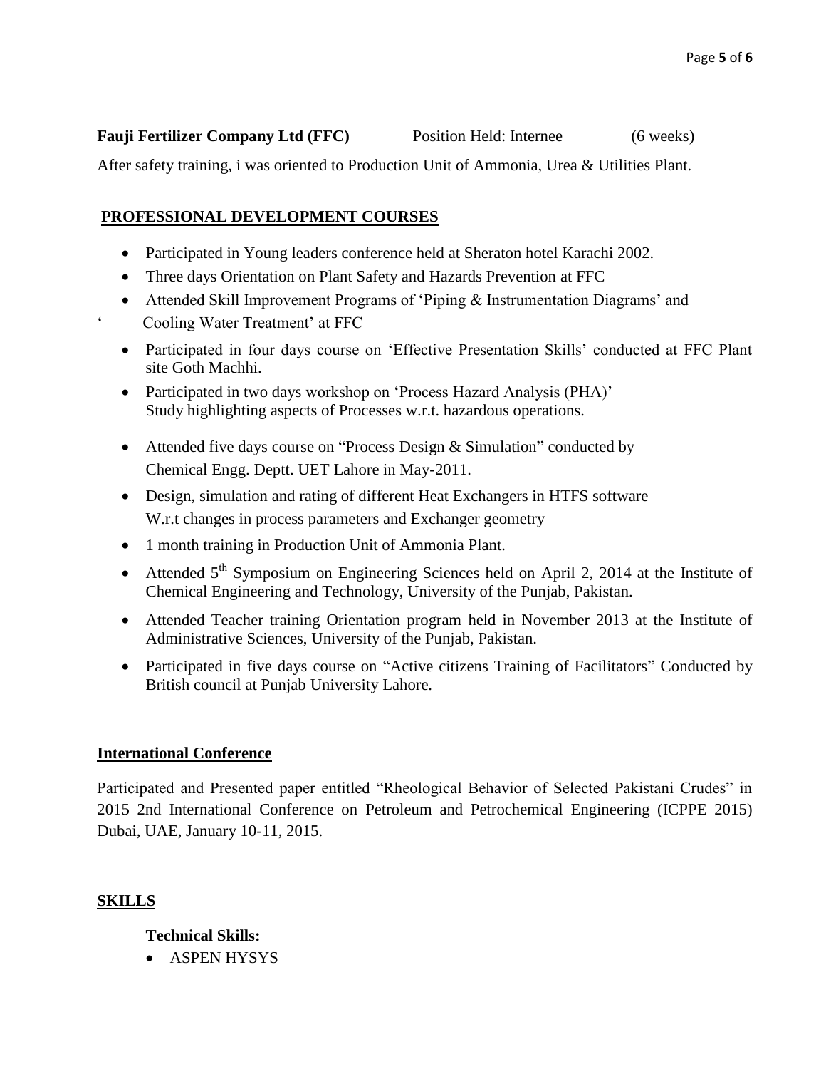**Fauji Fertilizer Company Ltd (FFC)** Position Held: Internee (6 weeks)

After safety training, i was oriented to Production Unit of Ammonia, Urea & Utilities Plant.

## PROFESSIONAL DEVELOPMENT COURSES

- Participated in Young leaders conference held at Sheraton hotel Karachi 2002.
- Three days Orientation on Plant Safety and Hazards Prevention at FFC
- Attended Skill Improvement Programs of 'Piping & Instrumentation Diagrams' and ' Cooling Water Treatment' at FFC
- Participated in four days course on 'Effective Presentation Skills' conducted at FFC Plant site Goth Machhi.
- Participated in two days workshop on 'Process Hazard Analysis (PHA)' Study highlighting aspects of Processes w.r.t. hazardous operations.
- Attended five days course on "Process Design & Simulation" conducted by Chemical Engg. Deptt. UET Lahore in May-2011.
- Design, simulation and rating of different Heat Exchangers in HTFS software W.r.t changes in process parameters and Exchanger geometry
- 1 month training in Production Unit of Ammonia Plant.
- Attended 5th Symposium on Engineering Sciences held on April 2, 2014 at the Institute of Chemical Engineering and Technology, University of the Punjab, Pakistan.
- Attended Teacher training Orientation program held in November 2013 at the Institute of Administrative Sciences, University of the Punjab, Pakistan.
- Participated in five days course on "Active citizens Training of Facilitators" Conducted by British council at Punjab University Lahore.

## International Conference

Participated and Presented paper entitled "Rheological Behavior of Selected Pakistani Crudes" in 2015 2nd International Conference on Petroleum and Petrochemical Engineering (ICPPE 2015) Dubai, UAE, January 10-11, 2015.

## SKILLS

**Technical Skills:**

- ASPEN HYSYS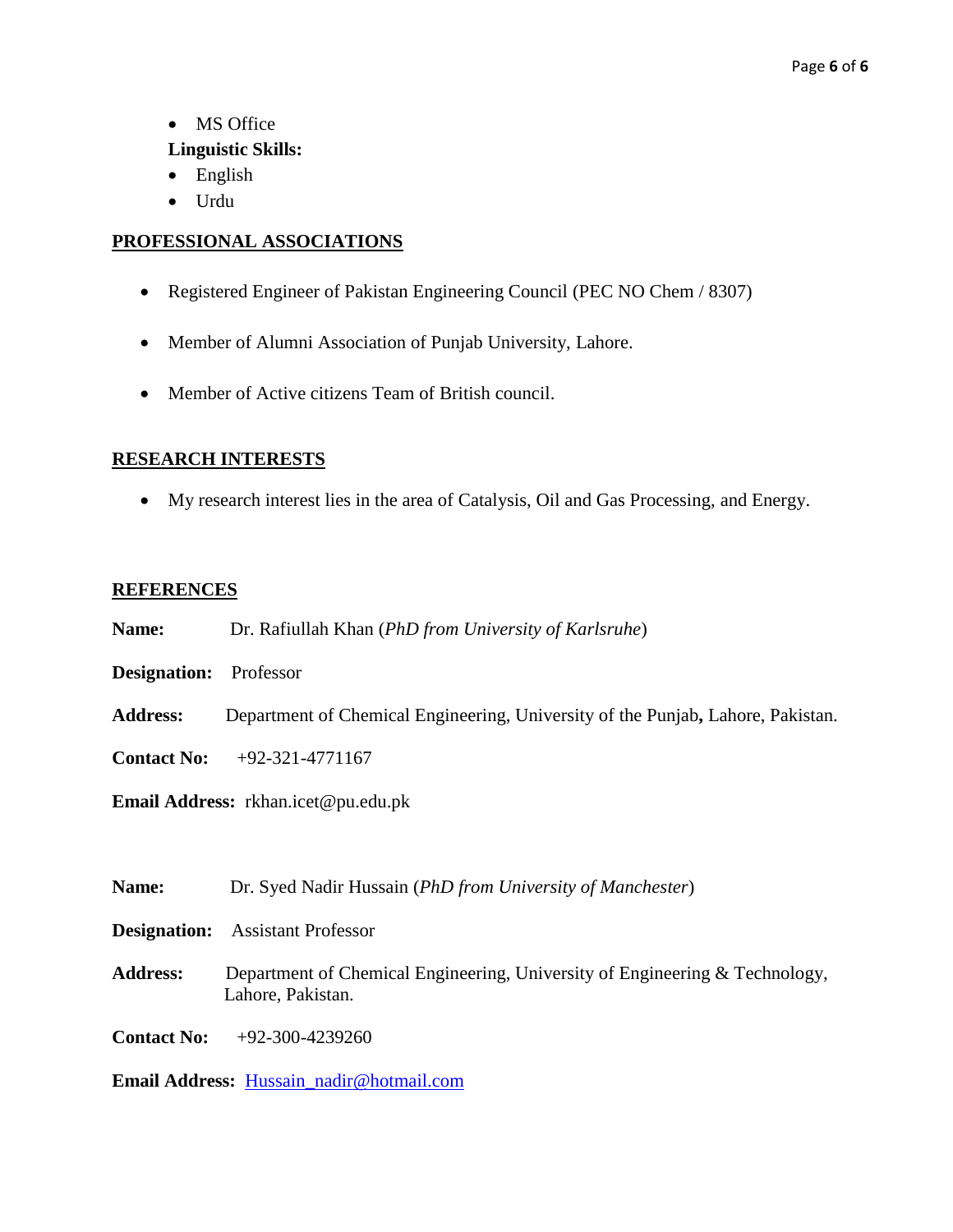- MS Office

**Linguistic Skills:**

- English
- Urdu

## PROFESSIONAL ASSOCIATIONS

- Registered Engineer of Pakistan Engineering Council (PEC NO Chem / 8307)
- Member of Alumni Association of Punjab University, Lahore.
- Member of Active citizens Team of British council.

## RESEARCH INTERESTS

- My research interest lies in the area of Catalysis, Oil and Gas Processing, and Energy.

## REFERENCES

**Name:** Dr. Rafiullah Khan (*PhD from University of Karlsruhe*)

**Designation:** Professor

**Address:** Department of Chemical Engineering, University of the Punjab**,** Lahore, Pakistan.

**Contact No:** +92-321-4771167

**Email Address:** rkhan.icet@pu.edu.pk

**Name:** Dr. Syed Nadir Hussain (*PhD from University of Manchester*)

**Designation:** Assistant Professor

**Address:** Department of Chemical Engineering, University of Engineering & Technology, Lahore, Pakistan.

**Contact No:** +92-300-4239260

**Email Address:** Hussain_nadir@hotmail.com